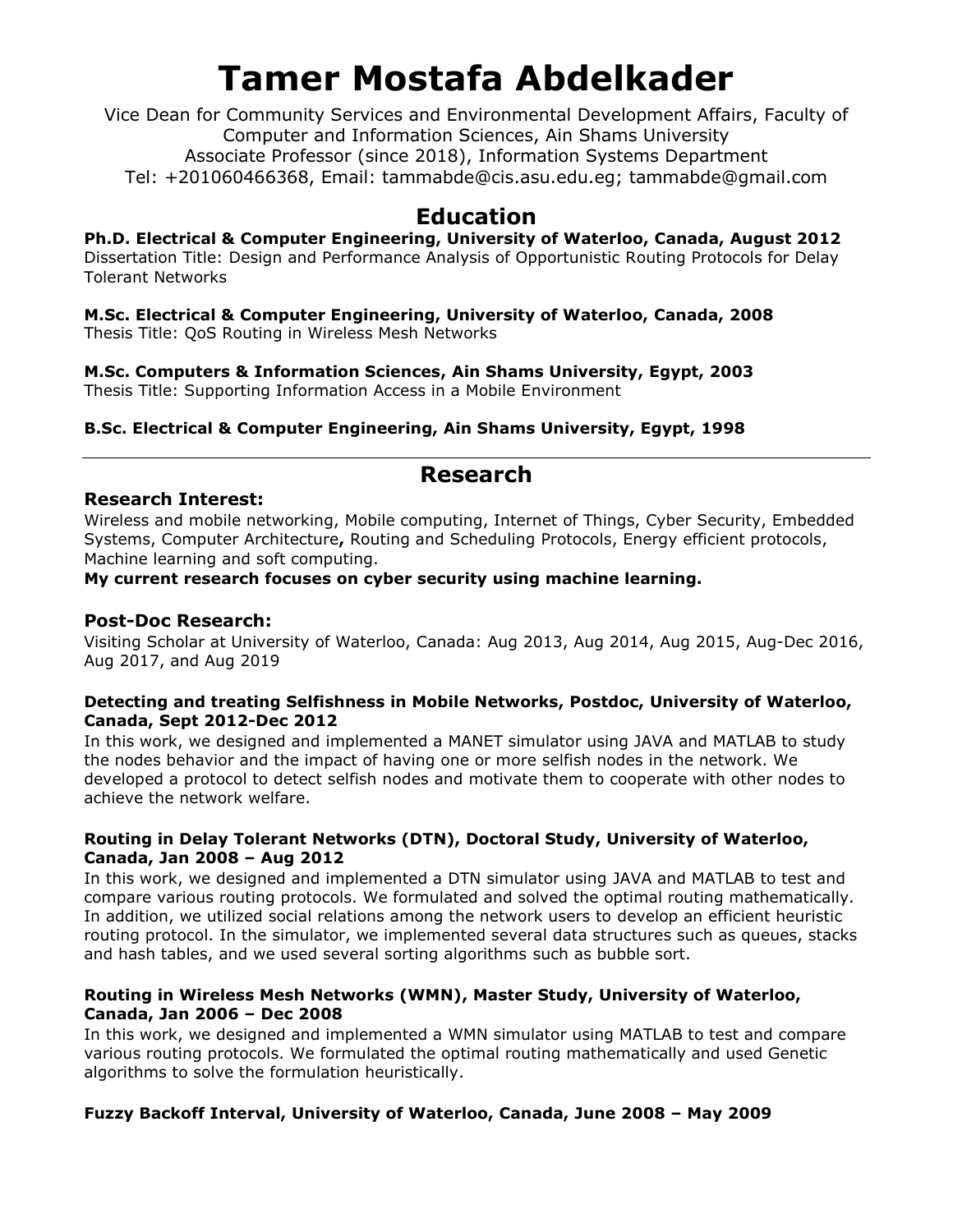# Tamer Mostafa Abdelkader

Vice Dean for Community Services and Environmental Development Affairs, Faculty of Computer and Information Sciences, Ain Shams University
Associate Professor (since 2018), Information Systems Department
Tel: +201060466368, Email: tammabde@cis.asu.edu.eg; tammabde@gmail.com

## Education

**Ph.D. Electrical & Computer Engineering, University of Waterloo, Canada, August 2012**
Dissertation Title: Design and Performance Analysis of Opportunistic Routing Protocols for Delay Tolerant Networks

**M.Sc. Electrical & Computer Engineering, University of Waterloo, Canada, 2008**
Thesis Title: QoS Routing in Wireless Mesh Networks

**M.Sc. Computers & Information Sciences, Ain Shams University, Egypt, 2003**
Thesis Title: Supporting Information Access in a Mobile Environment

**B.Sc. Electrical & Computer Engineering, Ain Shams University, Egypt, 1998**

---

## Research

### Research Interest:

Wireless and mobile networking, Mobile computing, Internet of Things, Cyber Security, Embedded Systems, Computer Architecture**,** Routing and Scheduling Protocols, Energy efficient protocols, Machine learning and soft computing.
**My current research focuses on cyber security using machine learning.**

### Post-Doc Research:

Visiting Scholar at University of Waterloo, Canada: Aug 2013, Aug 2014, Aug 2015, Aug-Dec 2016, Aug 2017, and Aug 2019

**Detecting and treating Selfishness in Mobile Networks, Postdoc, University of Waterloo, Canada, Sept 2012-Dec 2012**
In this work, we designed and implemented a MANET simulator using JAVA and MATLAB to study the nodes behavior and the impact of having one or more selfish nodes in the network. We developed a protocol to detect selfish nodes and motivate them to cooperate with other nodes to achieve the network welfare.

**Routing in Delay Tolerant Networks (DTN), Doctoral Study, University of Waterloo, Canada, Jan 2008 – Aug 2012**
In this work, we designed and implemented a DTN simulator using JAVA and MATLAB to test and compare various routing protocols. We formulated and solved the optimal routing mathematically. In addition, we utilized social relations among the network users to develop an efficient heuristic routing protocol. In the simulator, we implemented several data structures such as queues, stacks and hash tables, and we used several sorting algorithms such as bubble sort.

**Routing in Wireless Mesh Networks (WMN), Master Study, University of Waterloo, Canada, Jan 2006 – Dec 2008**
In this work, we designed and implemented a WMN simulator using MATLAB to test and compare various routing protocols. We formulated the optimal routing mathematically and used Genetic algorithms to solve the formulation heuristically.

**Fuzzy Backoff Interval, University of Waterloo, Canada, June 2008 – May 2009**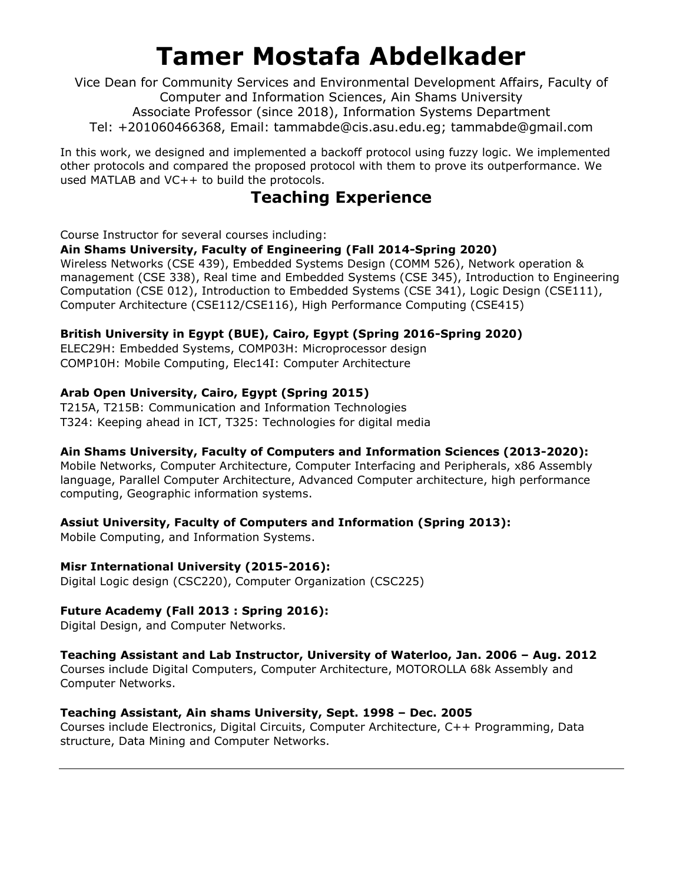# Tamer Mostafa Abdelkader

Vice Dean for Community Services and Environmental Development Affairs, Faculty of Computer and Information Sciences, Ain Shams University
Associate Professor (since 2018), Information Systems Department
Tel: +201060466368, Email: tammabde@cis.asu.edu.eg; tammabde@gmail.com

In this work, we designed and implemented a backoff protocol using fuzzy logic. We implemented other protocols and compared the proposed protocol with them to prove its outperformance. We used MATLAB and VC++ to build the protocols.

## Teaching Experience

Course Instructor for several courses including:

**Ain Shams University, Faculty of Engineering (Fall 2014-Spring 2020)**
Wireless Networks (CSE 439), Embedded Systems Design (COMM 526), Network operation & management (CSE 338), Real time and Embedded Systems (CSE 345), Introduction to Engineering Computation (CSE 012), Introduction to Embedded Systems (CSE 341), Logic Design (CSE111), Computer Architecture (CSE112/CSE116), High Performance Computing (CSE415)

**British University in Egypt (BUE), Cairo, Egypt (Spring 2016-Spring 2020)**
ELEC29H: Embedded Systems, COMP03H: Microprocessor design
COMP10H: Mobile Computing, Elec14I: Computer Architecture

**Arab Open University, Cairo, Egypt (Spring 2015)**
T215A, T215B: Communication and Information Technologies
T324: Keeping ahead in ICT, T325: Technologies for digital media

**Ain Shams University, Faculty of Computers and Information Sciences (2013-2020):**
Mobile Networks, Computer Architecture, Computer Interfacing and Peripherals, x86 Assembly language, Parallel Computer Architecture, Advanced Computer architecture, high performance computing, Geographic information systems.

**Assiut University, Faculty of Computers and Information (Spring 2013):**
Mobile Computing, and Information Systems.

**Misr International University (2015-2016):**
Digital Logic design (CSC220), Computer Organization (CSC225)

**Future Academy (Fall 2013 : Spring 2016):**
Digital Design, and Computer Networks.

**Teaching Assistant and Lab Instructor, University of Waterloo, Jan. 2006 – Aug. 2012**
Courses include Digital Computers, Computer Architecture, MOTOROLLA 68k Assembly and Computer Networks.

**Teaching Assistant, Ain shams University, Sept. 1998 – Dec. 2005**
Courses include Electronics, Digital Circuits, Computer Architecture, C++ Programming, Data structure, Data Mining and Computer Networks.

---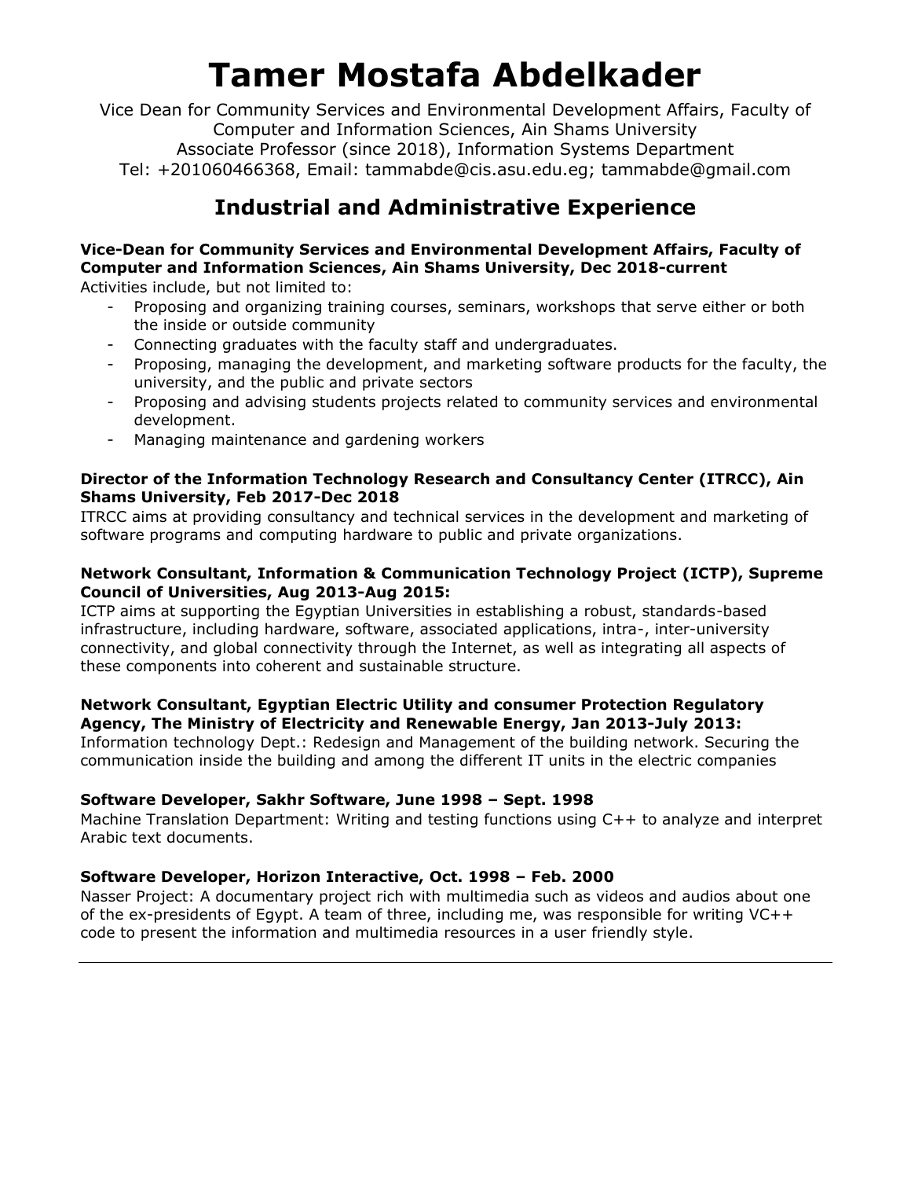# Tamer Mostafa Abdelkader

Vice Dean for Community Services and Environmental Development Affairs, Faculty of Computer and Information Sciences, Ain Shams University
Associate Professor (since 2018), Information Systems Department
Tel: +201060466368, Email: tammabde@cis.asu.edu.eg; tammabde@gmail.com

## Industrial and Administrative Experience

**Vice-Dean for Community Services and Environmental Development Affairs, Faculty of Computer and Information Sciences, Ain Shams University, Dec 2018-current**
Activities include, but not limited to:

- Proposing and organizing training courses, seminars, workshops that serve either or both the inside or outside community
- Connecting graduates with the faculty staff and undergraduates.
- Proposing, managing the development, and marketing software products for the faculty, the university, and the public and private sectors
- Proposing and advising students projects related to community services and environmental development.
- Managing maintenance and gardening workers

**Director of the Information Technology Research and Consultancy Center (ITRCC), Ain Shams University, Feb 2017-Dec 2018**
ITRCC aims at providing consultancy and technical services in the development and marketing of software programs and computing hardware to public and private organizations.

**Network Consultant, Information & Communication Technology Project (ICTP), Supreme Council of Universities, Aug 2013-Aug 2015:**
ICTP aims at supporting the Egyptian Universities in establishing a robust, standards-based infrastructure, including hardware, software, associated applications, intra-, inter-university connectivity, and global connectivity through the Internet, as well as integrating all aspects of these components into coherent and sustainable structure.

**Network Consultant, Egyptian Electric Utility and consumer Protection Regulatory Agency, The Ministry of Electricity and Renewable Energy, Jan 2013-July 2013:**
Information technology Dept.: Redesign and Management of the building network. Securing the communication inside the building and among the different IT units in the electric companies

**Software Developer, Sakhr Software, June 1998 – Sept. 1998**
Machine Translation Department: Writing and testing functions using C++ to analyze and interpret Arabic text documents.

**Software Developer, Horizon Interactive, Oct. 1998 – Feb. 2000**
Nasser Project: A documentary project rich with multimedia such as videos and audios about one of the ex-presidents of Egypt. A team of three, including me, was responsible for writing VC++ code to present the information and multimedia resources in a user friendly style.

---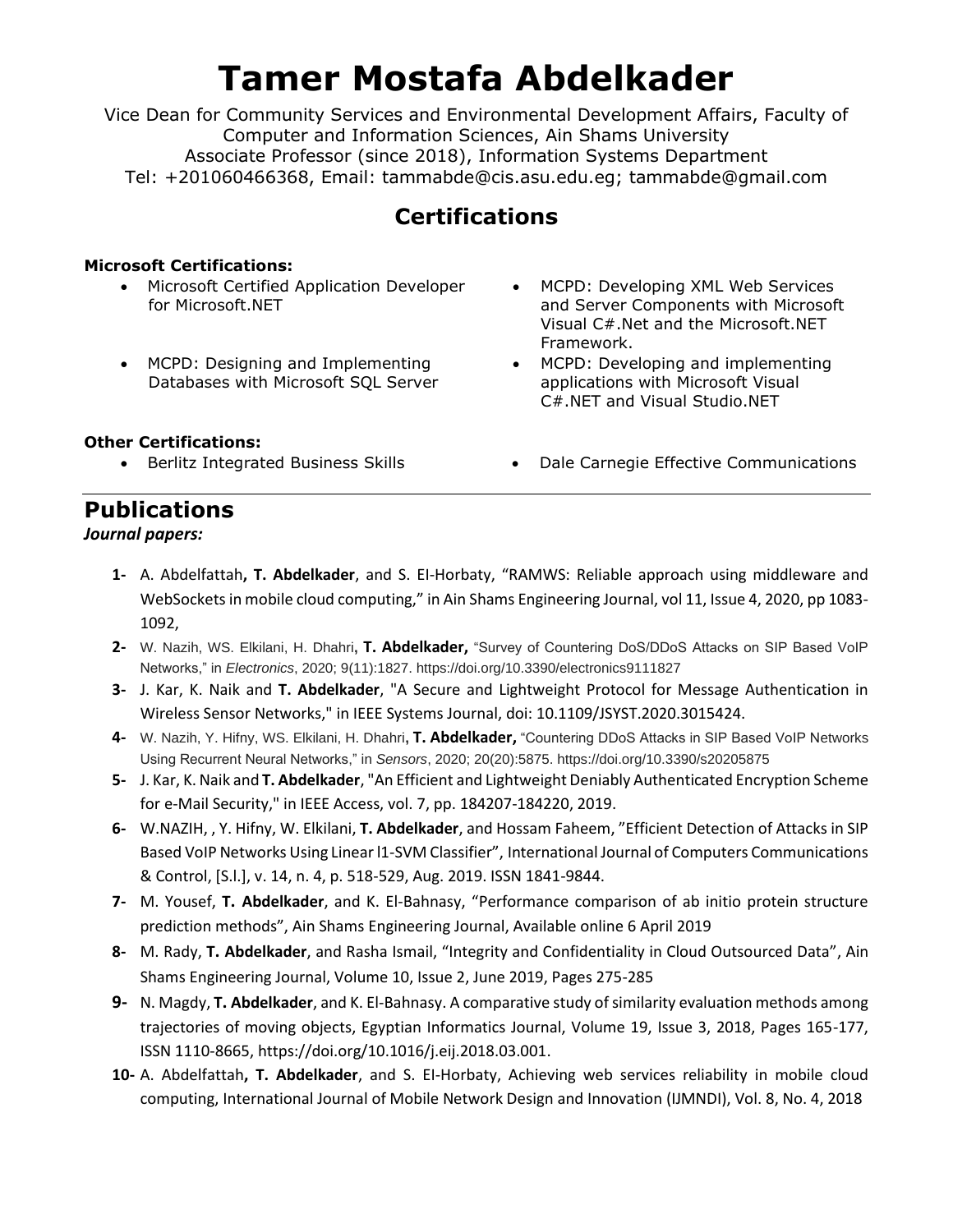# Tamer Mostafa Abdelkader

Vice Dean for Community Services and Environmental Development Affairs, Faculty of Computer and Information Sciences, Ain Shams University
Associate Professor (since 2018), Information Systems Department
Tel: +201060466368, Email: tammabde@cis.asu.edu.eg; tammabde@gmail.com

## Certifications

**Microsoft Certifications:**

- Microsoft Certified Application Developer for Microsoft.NET
- MCPD: Designing and Implementing Databases with Microsoft SQL Server
- MCPD: Developing XML Web Services and Server Components with Microsoft Visual C#.Net and the Microsoft.NET Framework.
- MCPD: Developing and implementing applications with Microsoft Visual C#.NET and Visual Studio.NET

**Other Certifications:**

- Berlitz Integrated Business Skills
- Dale Carnegie Effective Communications

## Publications

***Journal papers:***

1- A. Abdelfattah**, T. Abdelkader**, and S. EI-Horbaty, "RAMWS: Reliable approach using middleware and WebSockets in mobile cloud computing," in Ain Shams Engineering Journal, vol 11, Issue 4, 2020, pp 1083-1092,

2- W. Nazih, WS. Elkilani, H. Dhahri**, T. Abdelkader,** "Survey of Countering DoS/DDoS Attacks on SIP Based VoIP Networks," in *Electronics*, 2020; 9(11):1827. https://doi.org/10.3390/electronics9111827

3- J. Kar, K. Naik and **T. Abdelkader**, "A Secure and Lightweight Protocol for Message Authentication in Wireless Sensor Networks," in IEEE Systems Journal, doi: 10.1109/JSYST.2020.3015424.

4- W. Nazih, Y. Hifny, WS. Elkilani, H. Dhahri**, T. Abdelkader,** "Countering DDoS Attacks in SIP Based VoIP Networks Using Recurrent Neural Networks," in *Sensors*, 2020; 20(20):5875. https://doi.org/10.3390/s20205875

5- J. Kar, K. Naik and **T. Abdelkader**, "An Efficient and Lightweight Deniably Authenticated Encryption Scheme for e-Mail Security," in IEEE Access, vol. 7, pp. 184207-184220, 2019.

6- W.NAZIH, , Y. Hifny, W. Elkilani, **T. Abdelkader**, and Hossam Faheem, "Efficient Detection of Attacks in SIP Based VoIP Networks Using Linear l1-SVM Classifier", International Journal of Computers Communications & Control, [S.l.], v. 14, n. 4, p. 518-529, Aug. 2019. ISSN 1841-9844.

7- M. Yousef, **T. Abdelkader**, and K. El-Bahnasy, "Performance comparison of ab initio protein structure prediction methods", Ain Shams Engineering Journal, Available online 6 April 2019

8- M. Rady, **T. Abdelkader**, and Rasha Ismail, "Integrity and Confidentiality in Cloud Outsourced Data", Ain Shams Engineering Journal, Volume 10, Issue 2, June 2019, Pages 275-285

9- N. Magdy, **T. Abdelkader**, and K. El-Bahnasy. A comparative study of similarity evaluation methods among trajectories of moving objects, Egyptian Informatics Journal, Volume 19, Issue 3, 2018, Pages 165-177, ISSN 1110-8665, https://doi.org/10.1016/j.eij.2018.03.001.

10- A. Abdelfattah**, T. Abdelkader**, and S. EI-Horbaty, Achieving web services reliability in mobile cloud computing, International Journal of Mobile Network Design and Innovation (IJMNDI), Vol. 8, No. 4, 2018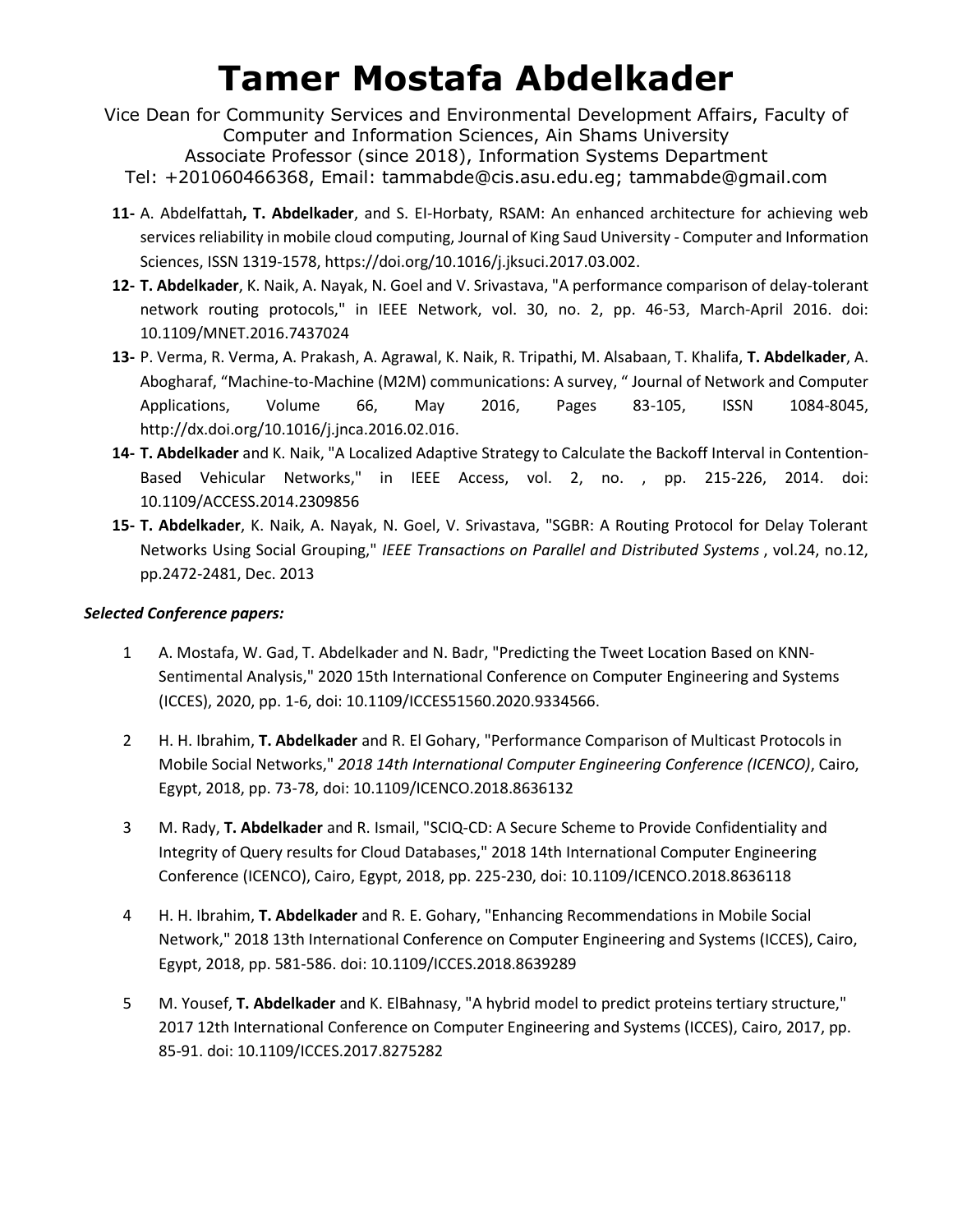# Tamer Mostafa Abdelkader

Vice Dean for Community Services and Environmental Development Affairs, Faculty of Computer and Information Sciences, Ain Shams University
Associate Professor (since 2018), Information Systems Department
Tel: +201060466368, Email: tammabde@cis.asu.edu.eg; tammabde@gmail.com

**11-** A. Abdelfattah**, T. Abdelkader**, and S. EI-Horbaty, RSAM: An enhanced architecture for achieving web services reliability in mobile cloud computing, Journal of King Saud University - Computer and Information Sciences, ISSN 1319-1578, https://doi.org/10.1016/j.jksuci.2017.03.002.

**12-** **T. Abdelkader**, K. Naik, A. Nayak, N. Goel and V. Srivastava, "A performance comparison of delay-tolerant network routing protocols," in IEEE Network, vol. 30, no. 2, pp. 46-53, March-April 2016. doi: 10.1109/MNET.2016.7437024

**13-** P. Verma, R. Verma, A. Prakash, A. Agrawal, K. Naik, R. Tripathi, M. Alsabaan, T. Khalifa, **T. Abdelkader**, A. Abogharaf, "Machine-to-Machine (M2M) communications: A survey, " Journal of Network and Computer Applications, Volume 66, May 2016, Pages 83-105, ISSN 1084-8045, http://dx.doi.org/10.1016/j.jnca.2016.02.016.

**14-** **T. Abdelkader** and K. Naik, "A Localized Adaptive Strategy to Calculate the Backoff Interval in Contention-Based Vehicular Networks," in IEEE Access, vol. 2, no. , pp. 215-226, 2014. doi: 10.1109/ACCESS.2014.2309856

**15-** **T. Abdelkader**, K. Naik, A. Nayak, N. Goel, V. Srivastava, "SGBR: A Routing Protocol for Delay Tolerant Networks Using Social Grouping," *IEEE Transactions on Parallel and Distributed Systems* , vol.24, no.12, pp.2472-2481, Dec. 2013

***Selected Conference papers:***

1. A. Mostafa, W. Gad, T. Abdelkader and N. Badr, "Predicting the Tweet Location Based on KNN-Sentimental Analysis," 2020 15th International Conference on Computer Engineering and Systems (ICCES), 2020, pp. 1-6, doi: 10.1109/ICCES51560.2020.9334566.

2. H. H. Ibrahim, **T. Abdelkader** and R. El Gohary, "Performance Comparison of Multicast Protocols in Mobile Social Networks," *2018 14th International Computer Engineering Conference (ICENCO)*, Cairo, Egypt, 2018, pp. 73-78, doi: 10.1109/ICENCO.2018.8636132

3. M. Rady, **T. Abdelkader** and R. Ismail, "SCIQ-CD: A Secure Scheme to Provide Confidentiality and Integrity of Query results for Cloud Databases," 2018 14th International Computer Engineering Conference (ICENCO), Cairo, Egypt, 2018, pp. 225-230, doi: 10.1109/ICENCO.2018.8636118

4. H. H. Ibrahim, **T. Abdelkader** and R. E. Gohary, "Enhancing Recommendations in Mobile Social Network," 2018 13th International Conference on Computer Engineering and Systems (ICCES), Cairo, Egypt, 2018, pp. 581-586. doi: 10.1109/ICCES.2018.8639289

5. M. Yousef, **T. Abdelkader** and K. ElBahnasy, "A hybrid model to predict proteins tertiary structure," 2017 12th International Conference on Computer Engineering and Systems (ICCES), Cairo, 2017, pp. 85-91. doi: 10.1109/ICCES.2017.8275282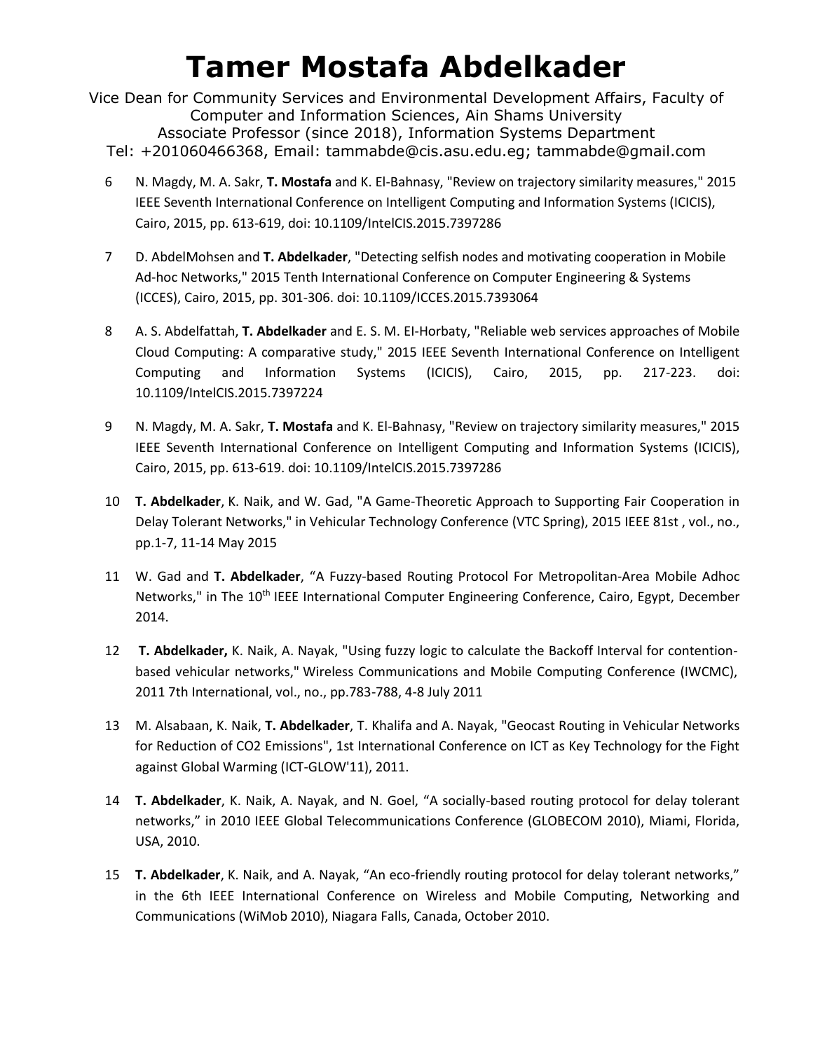6 N. Magdy, M. A. Sakr, **T. Mostafa** and K. El-Bahnasy, "Review on trajectory similarity measures," 2015 IEEE Seventh International Conference on Intelligent Computing and Information Systems (ICICIS), Cairo, 2015, pp. 613-619, doi: 10.1109/IntelCIS.2015.7397286

7 D. AbdelMohsen and **T. Abdelkader**, "Detecting selfish nodes and motivating cooperation in Mobile Ad-hoc Networks," 2015 Tenth International Conference on Computer Engineering & Systems (ICCES), Cairo, 2015, pp. 301-306. doi: 10.1109/ICCES.2015.7393064

8 A. S. Abdelfattah, **T. Abdelkader** and E. S. M. El-Horbaty, "Reliable web services approaches of Mobile Cloud Computing: A comparative study," 2015 IEEE Seventh International Conference on Intelligent Computing and Information Systems (ICICIS), Cairo, 2015, pp. 217-223. doi: 10.1109/IntelCIS.2015.7397224

9 N. Magdy, M. A. Sakr, **T. Mostafa** and K. El-Bahnasy, "Review on trajectory similarity measures," 2015 IEEE Seventh International Conference on Intelligent Computing and Information Systems (ICICIS), Cairo, 2015, pp. 613-619. doi: 10.1109/IntelCIS.2015.7397286

10 **T. Abdelkader**, K. Naik, and W. Gad, "A Game-Theoretic Approach to Supporting Fair Cooperation in Delay Tolerant Networks," in Vehicular Technology Conference (VTC Spring), 2015 IEEE 81st , vol., no., pp.1-7, 11-14 May 2015

11 W. Gad and **T. Abdelkader**, “A Fuzzy-based Routing Protocol For Metropolitan-Area Mobile Adhoc Networks," in The 10th IEEE International Computer Engineering Conference, Cairo, Egypt, December 2014.

12 **T. Abdelkader,** K. Naik, A. Nayak, "Using fuzzy logic to calculate the Backoff Interval for contention-based vehicular networks," Wireless Communications and Mobile Computing Conference (IWCMC), 2011 7th International, vol., no., pp.783-788, 4-8 July 2011

13 M. Alsabaan, K. Naik, **T. Abdelkader**, T. Khalifa and A. Nayak, "Geocast Routing in Vehicular Networks for Reduction of CO2 Emissions", 1st International Conference on ICT as Key Technology for the Fight against Global Warming (ICT-GLOW'11), 2011.

14 **T. Abdelkader**, K. Naik, A. Nayak, and N. Goel, “A socially-based routing protocol for delay tolerant networks,” in 2010 IEEE Global Telecommunications Conference (GLOBECOM 2010), Miami, Florida, USA, 2010.

15 **T. Abdelkader**, K. Naik, and A. Nayak, “An eco-friendly routing protocol for delay tolerant networks,” in the 6th IEEE International Conference on Wireless and Mobile Computing, Networking and Communications (WiMob 2010), Niagara Falls, Canada, October 2010.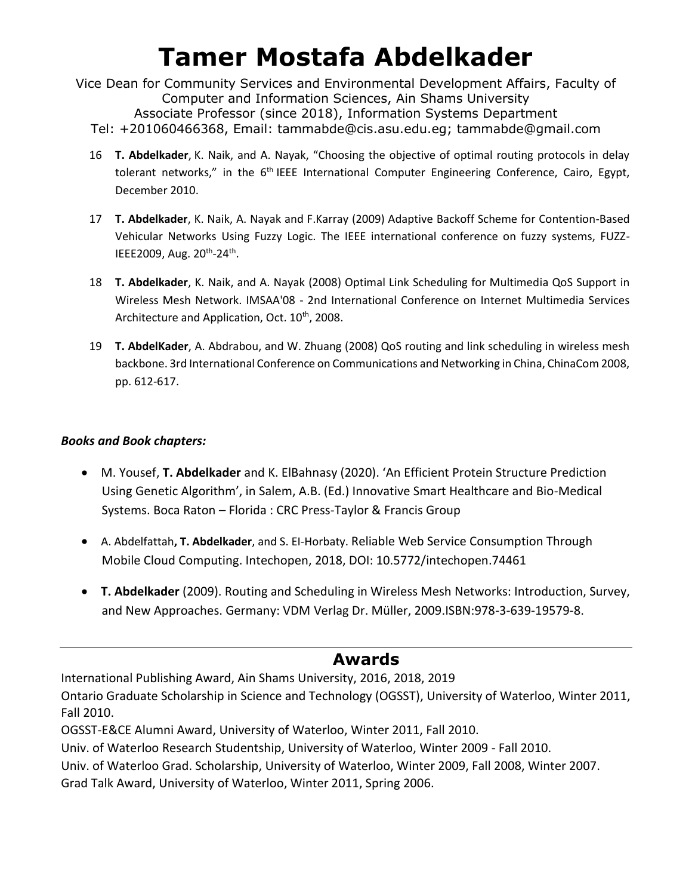# Tamer Mostafa Abdelkader

Vice Dean for Community Services and Environmental Development Affairs, Faculty of Computer and Information Sciences, Ain Shams University
Associate Professor (since 2018), Information Systems Department
Tel: +201060466368, Email: tammabde@cis.asu.edu.eg; tammabde@gmail.com

16. **T. Abdelkader**, K. Naik, and A. Nayak, "Choosing the objective of optimal routing protocols in delay tolerant networks," in the 6th IEEE International Computer Engineering Conference, Cairo, Egypt, December 2010.

17. **T. Abdelkader**, K. Naik, A. Nayak and F.Karray (2009) Adaptive Backoff Scheme for Contention-Based Vehicular Networks Using Fuzzy Logic. The IEEE international conference on fuzzy systems, FUZZ-IEEE2009, Aug. 20th-24th.

18. **T. Abdelkader**, K. Naik, and A. Nayak (2008) Optimal Link Scheduling for Multimedia QoS Support in Wireless Mesh Network. IMSAA'08 - 2nd International Conference on Internet Multimedia Services Architecture and Application, Oct. 10th, 2008.

19. **T. AbdelKader**, A. Abdrabou, and W. Zhuang (2008) QoS routing and link scheduling in wireless mesh backbone. 3rd International Conference on Communications and Networking in China, ChinaCom 2008, pp. 612-617.

***Books and Book chapters:***

- M. Yousef, **T. Abdelkader** and K. ElBahnasy (2020). 'An Efficient Protein Structure Prediction Using Genetic Algorithm', in Salem, A.B. (Ed.) Innovative Smart Healthcare and Bio-Medical Systems. Boca Raton – Florida : CRC Press-Taylor & Francis Group
- A. Abdelfattah**, T. Abdelkader**, and S. El-Horbaty. Reliable Web Service Consumption Through Mobile Cloud Computing. Intechopen, 2018, DOI: 10.5772/intechopen.74461
- **T. Abdelkader** (2009). Routing and Scheduling in Wireless Mesh Networks: Introduction, Survey, and New Approaches. Germany: VDM Verlag Dr. Müller, 2009.ISBN:978-3-639-19579-8.

## Awards

International Publishing Award, Ain Shams University, 2016, 2018, 2019
Ontario Graduate Scholarship in Science and Technology (OGSST), University of Waterloo, Winter 2011, Fall 2010.
OGSST-E&CE Alumni Award, University of Waterloo, Winter 2011, Fall 2010.
Univ. of Waterloo Research Studentship, University of Waterloo, Winter 2009 - Fall 2010.
Univ. of Waterloo Grad. Scholarship, University of Waterloo, Winter 2009, Fall 2008, Winter 2007.
Grad Talk Award, University of Waterloo, Winter 2011, Spring 2006.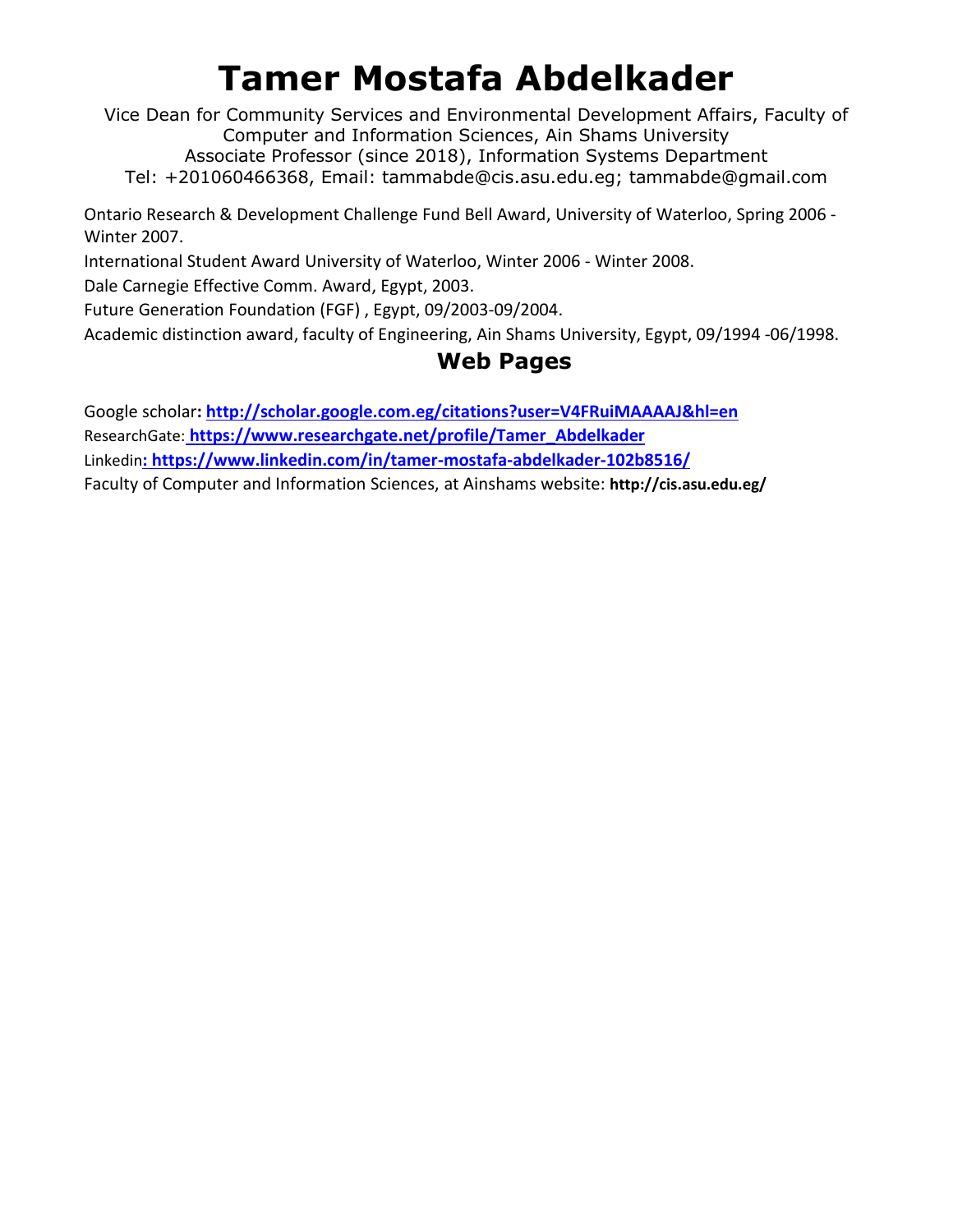# Tamer Mostafa Abdelkader

Vice Dean for Community Services and Environmental Development Affairs, Faculty of Computer and Information Sciences, Ain Shams University
Associate Professor (since 2018), Information Systems Department
Tel: +201060466368, Email: tammabde@cis.asu.edu.eg; tammabde@gmail.com

Ontario Research & Development Challenge Fund Bell Award, University of Waterloo, Spring 2006 - Winter 2007.

International Student Award University of Waterloo, Winter 2006 - Winter 2008.

Dale Carnegie Effective Comm. Award, Egypt, 2003.

Future Generation Foundation (FGF) , Egypt, 09/2003-09/2004.

Academic distinction award, faculty of Engineering, Ain Shams University, Egypt, 09/1994 -06/1998.

## Web Pages

Google scholar**: [http://scholar.google.com.eg/citations?user=V4FRuiMAAAAJ&hl=en](http://scholar.google.com.eg/citations?user=V4FRuiMAAAAJ&hl=en)**

ResearchGate: **[https://www.researchgate.net/profile/Tamer_Abdelkader](https://www.researchgate.net/profile/Tamer_Abdelkader)**

Linkedin**: [https://www.linkedin.com/in/tamer-mostafa-abdelkader-102b8516/](https://www.linkedin.com/in/tamer-mostafa-abdelkader-102b8516/)**

Faculty of Computer and Information Sciences, at Ainshams website: **http://cis.asu.edu.eg/**